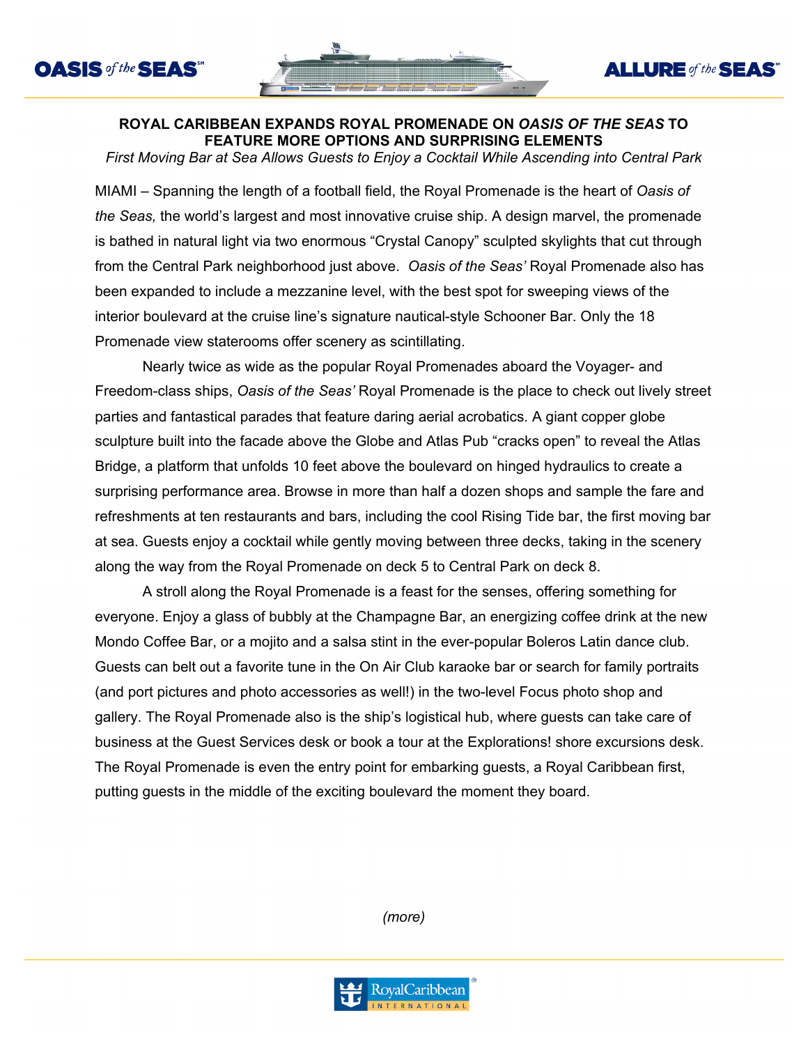# ROYAL CARIBBEAN EXPANDS ROYAL PROMENADE ON *OASIS OF THE SEAS* TO FEATURE MORE OPTIONS AND SURPRISING ELEMENTS

*First Moving Bar at Sea Allows Guests to Enjoy a Cocktail While Ascending into Central Park*

MIAMI – Spanning the length of a football field, the Royal Promenade is the heart of *Oasis of the Seas,* the world's largest and most innovative cruise ship. A design marvel, the promenade is bathed in natural light via two enormous "Crystal Canopy" sculpted skylights that cut through from the Central Park neighborhood just above. *Oasis of the Seas'* Royal Promenade also has been expanded to include a mezzanine level, with the best spot for sweeping views of the interior boulevard at the cruise line's signature nautical-style Schooner Bar. Only the 18 Promenade view staterooms offer scenery as scintillating.

Nearly twice as wide as the popular Royal Promenades aboard the Voyager- and Freedom-class ships, *Oasis of the Seas'* Royal Promenade is the place to check out lively street parties and fantastical parades that feature daring aerial acrobatics. A giant copper globe sculpture built into the facade above the Globe and Atlas Pub "cracks open" to reveal the Atlas Bridge, a platform that unfolds 10 feet above the boulevard on hinged hydraulics to create a surprising performance area. Browse in more than half a dozen shops and sample the fare and refreshments at ten restaurants and bars, including the cool Rising Tide bar, the first moving bar at sea. Guests enjoy a cocktail while gently moving between three decks, taking in the scenery along the way from the Royal Promenade on deck 5 to Central Park on deck 8.

A stroll along the Royal Promenade is a feast for the senses, offering something for everyone. Enjoy a glass of bubbly at the Champagne Bar, an energizing coffee drink at the new Mondo Coffee Bar, or a mojito and a salsa stint in the ever-popular Boleros Latin dance club. Guests can belt out a favorite tune in the On Air Club karaoke bar or search for family portraits (and port pictures and photo accessories as well!) in the two-level Focus photo shop and gallery. The Royal Promenade also is the ship's logistical hub, where guests can take care of business at the Guest Services desk or book a tour at the Explorations! shore excursions desk. The Royal Promenade is even the entry point for embarking guests, a Royal Caribbean first, putting guests in the middle of the exciting boulevard the moment they board.

*(more)*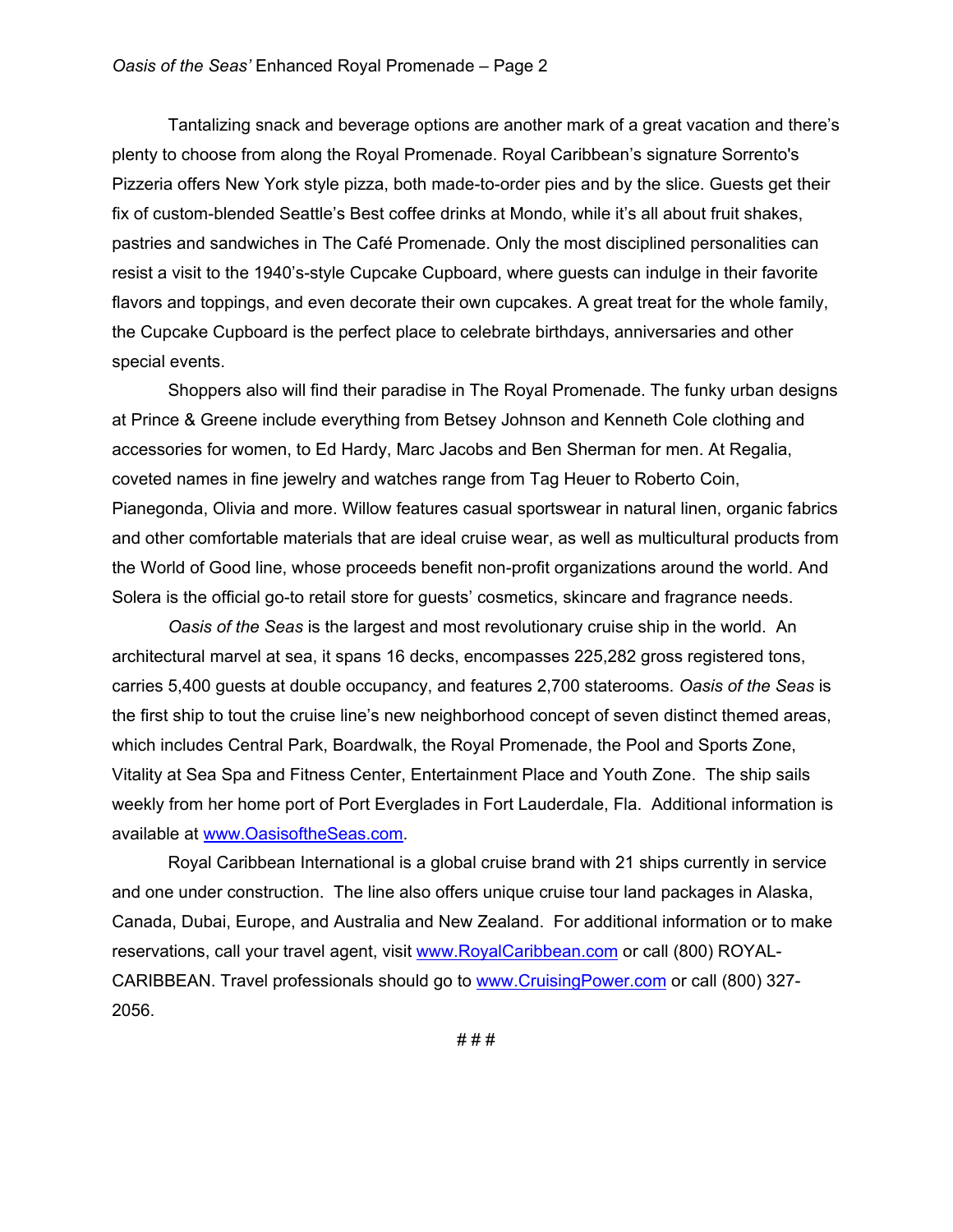Tantalizing snack and beverage options are another mark of a great vacation and there's plenty to choose from along the Royal Promenade. Royal Caribbean's signature Sorrento's Pizzeria offers New York style pizza, both made-to-order pies and by the slice. Guests get their fix of custom-blended Seattle's Best coffee drinks at Mondo, while it's all about fruit shakes, pastries and sandwiches in The Café Promenade. Only the most disciplined personalities can resist a visit to the 1940's-style Cupcake Cupboard, where guests can indulge in their favorite flavors and toppings, and even decorate their own cupcakes. A great treat for the whole family, the Cupcake Cupboard is the perfect place to celebrate birthdays, anniversaries and other special events.

Shoppers also will find their paradise in The Royal Promenade. The funky urban designs at Prince & Greene include everything from Betsey Johnson and Kenneth Cole clothing and accessories for women, to Ed Hardy, Marc Jacobs and Ben Sherman for men. At Regalia, coveted names in fine jewelry and watches range from Tag Heuer to Roberto Coin, Pianegonda, Olivia and more. Willow features casual sportswear in natural linen, organic fabrics and other comfortable materials that are ideal cruise wear, as well as multicultural products from the World of Good line, whose proceeds benefit non-profit organizations around the world. And Solera is the official go-to retail store for guests' cosmetics, skincare and fragrance needs.

*Oasis of the Seas* is the largest and most revolutionary cruise ship in the world. An architectural marvel at sea, it spans 16 decks, encompasses 225,282 gross registered tons, carries 5,400 guests at double occupancy, and features 2,700 staterooms. *Oasis of the Seas* is the first ship to tout the cruise line's new neighborhood concept of seven distinct themed areas, which includes Central Park, Boardwalk, the Royal Promenade, the Pool and Sports Zone, Vitality at Sea Spa and Fitness Center, Entertainment Place and Youth Zone. The ship sails weekly from her home port of Port Everglades in Fort Lauderdale, Fla. Additional information is available at [www.OasisoftheSeas.com](http://www.OasisoftheSeas.com).

Royal Caribbean International is a global cruise brand with 21 ships currently in service and one under construction. The line also offers unique cruise tour land packages in Alaska, Canada, Dubai, Europe, and Australia and New Zealand. For additional information or to make reservations, call your travel agent, visit [www.RoyalCaribbean.com](http://www.RoyalCaribbean.com) or call (800) ROYAL-CARIBBEAN. Travel professionals should go to [www.CruisingPower.com](http://www.CruisingPower.com) or call (800) 327-2056.

# # #